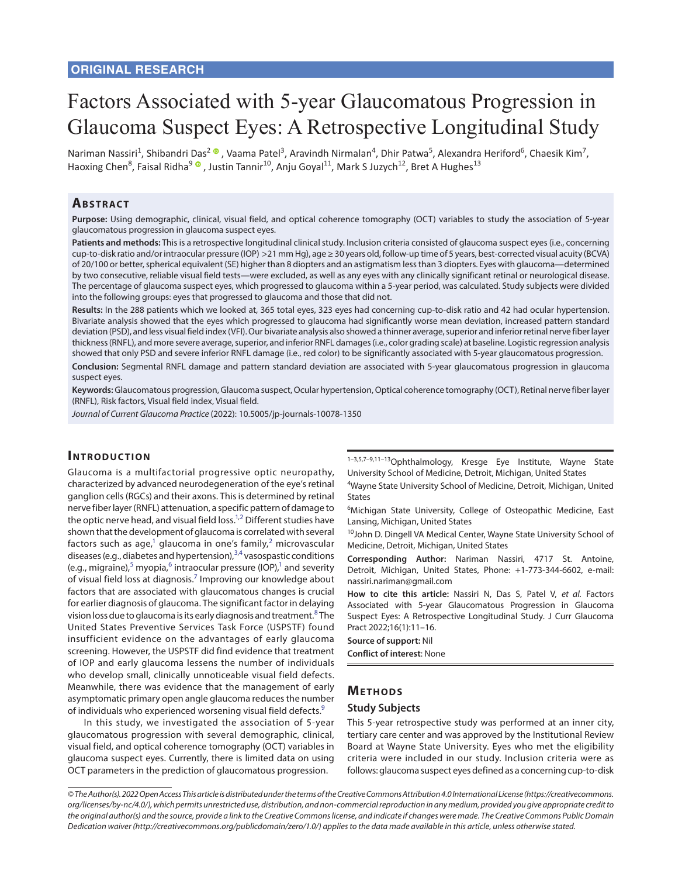ORIGINAL RESEARCH

# Factors Associated with 5-year Glaucomatous Progression in Glaucoma Suspect Eyes: A Retrospective Longitudinal Study

Nariman Nassiri[1], Shibandri Das[2], Vaama Patel[3], Aravindh Nirmalan[4], Dhir Patwa[5], Alexandra Heriford[6], Chaesik Kim[7], Haoxing Chen[8], Faisal Ridha[9], Justin Tannir[10], Anju Goyal[11], Mark S Juzych[12], Bret A Hughes[13]

## Abstract

**Purpose:** Using demographic, clinical, visual field, and optical coherence tomography (OCT) variables to study the association of 5-year glaucomatous progression in glaucoma suspect eyes.

**Patients and methods:** This is a retrospective longitudinal clinical study. Inclusion criteria consisted of glaucoma suspect eyes (i.e., concerning cup-to-disk ratio and/or intraocular pressure (IOP) >21 mm Hg), age ≥ 30 years old, follow-up time of 5 years, best-corrected visual acuity (BCVA) of 20/100 or better, spherical equivalent (SE) higher than 8 diopters and an astigmatism less than 3 diopters. Eyes with glaucoma—determined by two consecutive, reliable visual field tests—were excluded, as well as any eyes with any clinically significant retinal or neurological disease. The percentage of glaucoma suspect eyes, which progressed to glaucoma within a 5-year period, was calculated. Study subjects were divided into the following groups: eyes that progressed to glaucoma and those that did not.

**Results:** In the 288 patients who we looked at, 365 total eyes, 323 eyes had concerning cup-to-disk ratio and 42 had ocular hypertension. Bivariate analysis showed that the eyes which progressed to glaucoma had significantly worse mean deviation, increased pattern standard deviation (PSD), and less visual field index (VFI). Our bivariate analysis also showed a thinner average, superior and inferior retinal nerve fiber layer thickness (RNFL), and more severe average, superior, and inferior RNFL damages (i.e., color grading scale) at baseline. Logistic regression analysis showed that only PSD and severe inferior RNFL damage (i.e., red color) to be significantly associated with 5-year glaucomatous progression.

**Conclusion:** Segmental RNFL damage and pattern standard deviation are associated with 5-year glaucomatous progression in glaucoma suspect eyes.

**Keywords:** Glaucomatous progression, Glaucoma suspect, Ocular hypertension, Optical coherence tomography (OCT), Retinal nerve fiber layer (RNFL), Risk factors, Visual field index, Visual field.

*Journal of Current Glaucoma Practice* (2022): 10.5005/jp-journals-10078-1350

## Introduction

Glaucoma is a multifactorial progressive optic neuropathy, characterized by advanced neurodegeneration of the eye's retinal ganglion cells (RGCs) and their axons. This is determined by retinal nerve fiber layer (RNFL) attenuation, a specific pattern of damage to the optic nerve head, and visual field loss.[1,2] Different studies have shown that the development of glaucoma is correlated with several factors such as age,[1] glaucoma in one's family,[2] microvascular diseases (e.g., diabetes and hypertension),[3,4] vasospastic conditions (e.g., migraine),[5] myopia,[6] intraocular pressure (IOP),[1] and severity of visual field loss at diagnosis.[7] Improving our knowledge about factors that are associated with glaucomatous changes is crucial for earlier diagnosis of glaucoma. The significant factor in delaying vision loss due to glaucoma is its early diagnosis and treatment.[8] The United States Preventive Services Task Force (USPSTF) found insufficient evidence on the advantages of early glaucoma screening. However, the USPSTF did find evidence that treatment of IOP and early glaucoma lessens the number of individuals who develop small, clinically unnoticeable visual field defects. Meanwhile, there was evidence that the management of early asymptomatic primary open angle glaucoma reduces the number of individuals who experienced worsening visual field defects.[9]

In this study, we investigated the association of 5-year glaucomatous progression with several demographic, clinical, visual field, and optical coherence tomography (OCT) variables in glaucoma suspect eyes. Currently, there is limited data on using OCT parameters in the prediction of glaucomatous progression.

[1–3,5,7–9,11–13]Ophthalmology, Kresge Eye Institute, Wayne State University School of Medicine, Detroit, Michigan, United States

[4]Wayne State University School of Medicine, Detroit, Michigan, United States

[6]Michigan State University, College of Osteopathic Medicine, East Lansing, Michigan, United States

[10]John D. Dingell VA Medical Center, Wayne State University School of Medicine, Detroit, Michigan, United States

**Corresponding Author:** Nariman Nassiri, 4717 St. Antoine, Detroit, Michigan, United States, Phone: +1-773-344-6602, e-mail: nassiri.nariman@gmail.com

**How to cite this article:** Nassiri N, Das S, Patel V, *et al.* Factors Associated with 5-year Glaucomatous Progression in Glaucoma Suspect Eyes: A Retrospective Longitudinal Study. J Curr Glaucoma Pract 2022;16(1):11–16.

**Source of support:** Nil

**Conflict of interest**: None

## Methods

### Study Subjects

This 5-year retrospective study was performed at an inner city, tertiary care center and was approved by the Institutional Review Board at Wayne State University. Eyes who met the eligibility criteria were included in our study. Inclusion criteria were as follows: glaucoma suspect eyes defined as a concerning cup-to-disk

*© The Author(s). 2022 Open Access This article is distributed under the terms of the Creative Commons Attribution 4.0 International License (https://creativecommons.org/licenses/by-nc/4.0/), which permits unrestricted use, distribution, and non-commercial reproduction in any medium, provided you give appropriate credit to the original author(s) and the source, provide a link to the Creative Commons license, and indicate if changes were made. The Creative Commons Public Domain Dedication waiver (http://creativecommons.org/publicdomain/zero/1.0/) applies to the data made available in this article, unless otherwise stated.*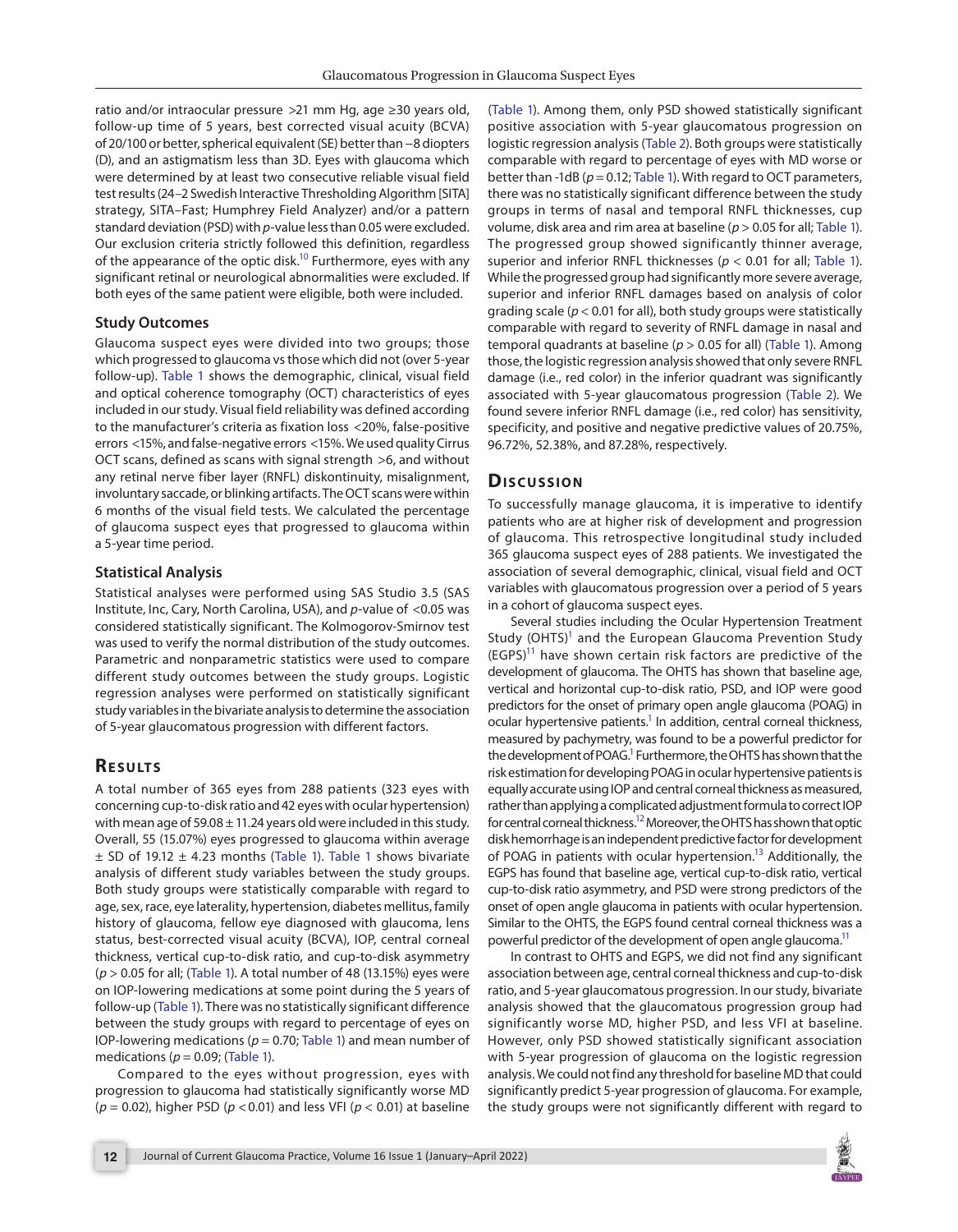ratio and/or intraocular pressure >21 mm Hg, age ≥30 years old, follow-up time of 5 years, best corrected visual acuity (BCVA) of 20/100 or better, spherical equivalent (SE) better than −8 diopters (D), and an astigmatism less than 3D. Eyes with glaucoma which were determined by at least two consecutive reliable visual field test results (24–2 Swedish Interactive Thresholding Algorithm [SITA] strategy, SITA–Fast; Humphrey Field Analyzer) and/or a pattern standard deviation (PSD) with *p*-value less than 0.05 were excluded. Our exclusion criteria strictly followed this definition, regardless of the appearance of the optic disk.[10] Furthermore, eyes with any significant retinal or neurological abnormalities were excluded. If both eyes of the same patient were eligible, both were included.

### Study Outcomes

Glaucoma suspect eyes were divided into two groups; those which progressed to glaucoma vs those which did not (over 5-year follow-up). Table 1 shows the demographic, clinical, visual field and optical coherence tomography (OCT) characteristics of eyes included in our study. Visual field reliability was defined according to the manufacturer's criteria as fixation loss <20%, false-positive errors <15%, and false-negative errors <15%. We used quality Cirrus OCT scans, defined as scans with signal strength >6, and without any retinal nerve fiber layer (RNFL) diskontinuity, misalignment, involuntary saccade, or blinking artifacts. The OCT scans were within 6 months of the visual field tests. We calculated the percentage of glaucoma suspect eyes that progressed to glaucoma within a 5-year time period.

### Statistical Analysis

Statistical analyses were performed using SAS Studio 3.5 (SAS Institute, Inc, Cary, North Carolina, USA), and *p*-value of <0.05 was considered statistically significant. The Kolmogorov-Smirnov test was used to verify the normal distribution of the study outcomes. Parametric and nonparametric statistics were used to compare different study outcomes between the study groups. Logistic regression analyses were performed on statistically significant study variables in the bivariate analysis to determine the association of 5-year glaucomatous progression with different factors.

## Results

A total number of 365 eyes from 288 patients (323 eyes with concerning cup-to-disk ratio and 42 eyes with ocular hypertension) with mean age of 59.08 ± 11.24 years old were included in this study. Overall, 55 (15.07%) eyes progressed to glaucoma within average ± SD of 19.12 ± 4.23 months (Table 1). Table 1 shows bivariate analysis of different study variables between the study groups. Both study groups were statistically comparable with regard to age, sex, race, eye laterality, hypertension, diabetes mellitus, family history of glaucoma, fellow eye diagnosed with glaucoma, lens status, best-corrected visual acuity (BCVA), IOP, central corneal thickness, vertical cup-to-disk ratio, and cup-to-disk asymmetry ($p > 0.05$ for all; (Table 1). A total number of 48 (13.15%) eyes were on IOP-lowering medications at some point during the 5 years of follow-up (Table 1). There was no statistically significant difference between the study groups with regard to percentage of eyes on IOP-lowering medications ($p = 0.70$; Table 1) and mean number of medications ($p = 0.09$; (Table 1).

Compared to the eyes without progression, eyes with progression to glaucoma had statistically significantly worse MD ($p = 0.02$), higher PSD ($p < 0.01$) and less VFI ($p < 0.01$) at baseline (Table 1). Among them, only PSD showed statistically significant positive association with 5-year glaucomatous progression on logistic regression analysis (Table 2). Both groups were statistically comparable with regard to percentage of eyes with MD worse or better than -1dB ($p = 0.12$; Table 1). With regard to OCT parameters, there was no statistically significant difference between the study groups in terms of nasal and temporal RNFL thicknesses, cup volume, disk area and rim area at baseline ($p > 0.05$ for all; Table 1). The progressed group showed significantly thinner average, superior and inferior RNFL thicknesses ($p < 0.01$ for all; Table 1). While the progressed group had significantly more severe average, superior and inferior RNFL damages based on analysis of color grading scale ($p < 0.01$ for all), both study groups were statistically comparable with regard to severity of RNFL damage in nasal and temporal quadrants at baseline ($p > 0.05$ for all) (Table 1). Among those, the logistic regression analysis showed that only severe RNFL damage (i.e., red color) in the inferior quadrant was significantly associated with 5-year glaucomatous progression (Table 2). We found severe inferior RNFL damage (i.e., red color) has sensitivity, specificity, and positive and negative predictive values of 20.75%, 96.72%, 52.38%, and 87.28%, respectively.

## Discussion

To successfully manage glaucoma, it is imperative to identify patients who are at higher risk of development and progression of glaucoma. This retrospective longitudinal study included 365 glaucoma suspect eyes of 288 patients. We investigated the association of several demographic, clinical, visual field and OCT variables with glaucomatous progression over a period of 5 years in a cohort of glaucoma suspect eyes.

Several studies including the Ocular Hypertension Treatment Study (OHTS)[1] and the European Glaucoma Prevention Study (EGPS)[11] have shown certain risk factors are predictive of the development of glaucoma. The OHTS has shown that baseline age, vertical and horizontal cup-to-disk ratio, PSD, and IOP were good predictors for the onset of primary open angle glaucoma (POAG) in ocular hypertensive patients.[1] In addition, central corneal thickness, measured by pachymetry, was found to be a powerful predictor for the development of POAG.[1] Furthermore, the OHTS has shown that the risk estimation for developing POAG in ocular hypertensive patients is equally accurate using IOP and central corneal thickness as measured, rather than applying a complicated adjustment formula to correct IOP for central corneal thickness.[12] Moreover, the OHTS has shown that optic disk hemorrhage is an independent predictive factor for development of POAG in patients with ocular hypertension.[13] Additionally, the EGPS has found that baseline age, vertical cup-to-disk ratio, vertical cup-to-disk ratio asymmetry, and PSD were strong predictors of the onset of open angle glaucoma in patients with ocular hypertension. Similar to the OHTS, the EGPS found central corneal thickness was a powerful predictor of the development of open angle glaucoma.[11]

In contrast to OHTS and EGPS, we did not find any significant association between age, central corneal thickness and cup-to-disk ratio, and 5-year glaucomatous progression. In our study, bivariate analysis showed that the glaucomatous progression group had significantly worse MD, higher PSD, and less VFI at baseline. However, only PSD showed statistically significant association with 5-year progression of glaucoma on the logistic regression analysis. We could not find any threshold for baseline MD that could significantly predict 5-year progression of glaucoma. For example, the study groups were not significantly different with regard to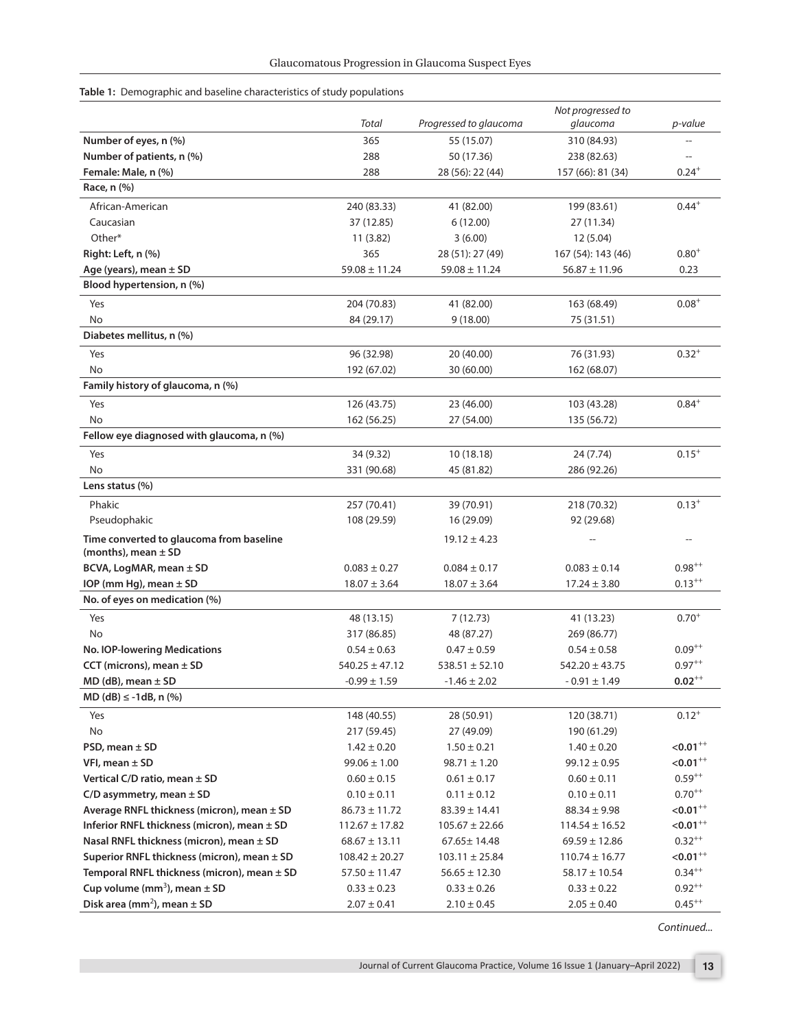**Table 1:** Demographic and baseline characteristics of study populations

| | *Total* | *Progressed to glaucoma* | *Not progressed to glaucoma* | *p-value* |
|---|---|---|---|---|
| **Number of eyes, n (%)** | 365 | 55 (15.07) | 310 (84.93) | -- |
| **Number of patients, n (%)** | 288 | 50 (17.36) | 238 (82.63) | -- |
| **Female: Male, n (%)** | 288 | 28 (56): 22 (44) | 157 (66): 81 (34) | 0.24$^{+}$ |
| **Race, n (%)** | | | | |
| African-American | 240 (83.33) | 41 (82.00) | 199 (83.61) | 0.44$^{+}$ |
| Caucasian | 37 (12.85) | 6 (12.00) | 27 (11.34) | |
| Other* | 11 (3.82) | 3 (6.00) | 12 (5.04) | |
| **Right: Left, n (%)** | 365 | 28 (51): 27 (49) | 167 (54): 143 (46) | 0.80$^{+}$ |
| **Age (years), mean ± SD** | 59.08 ± 11.24 | 59.08 ± 11.24 | 56.87 ± 11.96 | 0.23 |
| **Blood hypertension, n (%)** | | | | |
| Yes | 204 (70.83) | 41 (82.00) | 163 (68.49) | 0.08$^{+}$ |
| No | 84 (29.17) | 9 (18.00) | 75 (31.51) | |
| **Diabetes mellitus, n (%)** | | | | |
| Yes | 96 (32.98) | 20 (40.00) | 76 (31.93) | 0.32$^{+}$ |
| No | 192 (67.02) | 30 (60.00) | 162 (68.07) | |
| **Family history of glaucoma, n (%)** | | | | |
| Yes | 126 (43.75) | 23 (46.00) | 103 (43.28) | 0.84$^{+}$ |
| No | 162 (56.25) | 27 (54.00) | 135 (56.72) | |
| **Fellow eye diagnosed with glaucoma, n (%)** | | | | |
| Yes | 34 (9.32) | 10 (18.18) | 24 (7.74) | 0.15$^{+}$ |
| No | 331 (90.68) | 45 (81.82) | 286 (92.26) | |
| **Lens status (%)** | | | | |
| Phakic | 257 (70.41) | 39 (70.91) | 218 (70.32) | 0.13$^{+}$ |
| Pseudophakic | 108 (29.59) | 16 (29.09) | 92 (29.68) | |
| **Time converted to glaucoma from baseline (months), mean ± SD** | | 19.12 ± 4.23 | -- | -- |
| **BCVA, LogMAR, mean ± SD** | 0.083 ± 0.27 | 0.084 ± 0.17 | 0.083 ± 0.14 | 0.98$^{++}$ |
| **IOP (mm Hg), mean ± SD** | 18.07 ± 3.64 | 18.07 ± 3.64 | 17.24 ± 3.80 | 0.13$^{++}$ |
| **No. of eyes on medication (%)** | | | | |
| Yes | 48 (13.15) | 7 (12.73) | 41 (13.23) | 0.70$^{+}$ |
| No | 317 (86.85) | 48 (87.27) | 269 (86.77) | |
| **No. IOP-lowering Medications** | 0.54 ± 0.63 | 0.47 ± 0.59 | 0.54 ± 0.58 | 0.09$^{++}$ |
| **CCT (microns), mean ± SD** | 540.25 ± 47.12 | 538.51 ± 52.10 | 542.20 ± 43.75 | 0.97$^{++}$ |
| **MD (dB), mean ± SD** | -0.99 ± 1.59 | -1.46 ± 2.02 | - 0.91 ± 1.49 | **0.02**$^{++}$ |
| **MD (dB) ≤ -1dB, n (%)** | | | | |
| Yes | 148 (40.55) | 28 (50.91) | 120 (38.71) | 0.12$^{+}$ |
| No | 217 (59.45) | 27 (49.09) | 190 (61.29) | |
| **PSD, mean ± SD** | 1.42 ± 0.20 | 1.50 ± 0.21 | 1.40 ± 0.20 | **<0.01**$^{++}$ |
| **VFI, mean ± SD** | 99.06 ± 1.00 | 98.71 ± 1.20 | 99.12 ± 0.95 | **<0.01**$^{++}$ |
| **Vertical C/D ratio, mean ± SD** | 0.60 ± 0.15 | 0.61 ± 0.17 | 0.60 ± 0.11 | 0.59$^{++}$ |
| **C/D asymmetry, mean ± SD** | 0.10 ± 0.11 | 0.11 ± 0.12 | 0.10 ± 0.11 | 0.70$^{++}$ |
| **Average RNFL thickness (micron), mean ± SD** | 86.73 ± 11.72 | 83.39 ± 14.41 | 88.34 ± 9.98 | **<0.01**$^{++}$ |
| **Inferior RNFL thickness (micron), mean ± SD** | 112.67 ± 17.82 | 105.67 ± 22.66 | 114.54 ± 16.52 | **<0.01**$^{++}$ |
| **Nasal RNFL thickness (micron), mean ± SD** | 68.67 ± 13.11 | 67.65± 14.48 | 69.59 ± 12.86 | 0.32$^{++}$ |
| **Superior RNFL thickness (micron), mean ± SD** | 108.42 ± 20.27 | 103.11 ± 25.84 | 110.74 ± 16.77 | **<0.01**$^{++}$ |
| **Temporal RNFL thickness (micron), mean ± SD** | 57.50 ± 11.47 | 56.65 ± 12.30 | 58.17 ± 10.54 | 0.34$^{++}$ |
| **Cup volume (mm$^3$), mean ± SD** | 0.33 ± 0.23 | 0.33 ± 0.26 | 0.33 ± 0.22 | 0.92$^{++}$ |
| **Disk area (mm$^2$), mean ± SD** | 2.07 ± 0.41 | 2.10 ± 0.45 | 2.05 ± 0.40 | 0.45$^{++}$ |

*Continued...*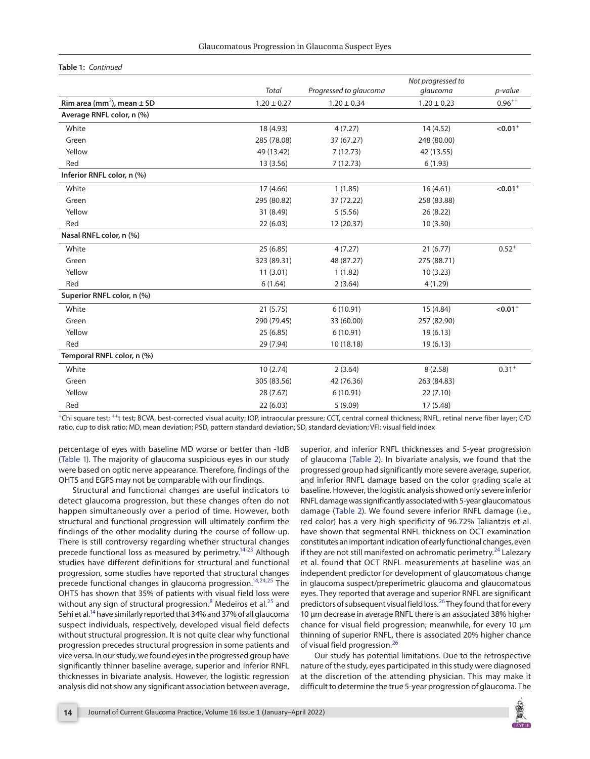**Table 1:** *Continued*

| | *Total* | *Progressed to glaucoma* | *Not progressed to glaucoma* | *p-value* |
|---|---|---|---|---|
| **Rim area (mm²), mean ± SD** | 1.20 ± 0.27 | 1.20 ± 0.34 | 1.20 ± 0.23 | 0.96[++] |
| **Average RNFL color, n (%)** | | | | |
| White | 18 (4.93) | 4 (7.27) | 14 (4.52) | **<0.01**[+] |
| Green | 285 (78.08) | 37 (67.27) | 248 (80.00) | |
| Yellow | 49 (13.42) | 7 (12.73) | 42 (13.55) | |
| Red | 13 (3.56) | 7 (12.73) | 6 (1.93) | |
| **Inferior RNFL color, n (%)** | | | | |
| White | 17 (4.66) | 1 (1.85) | 16 (4.61) | **<0.01**[+] |
| Green | 295 (80.82) | 37 (72.22) | 258 (83.88) | |
| Yellow | 31 (8.49) | 5 (5.56) | 26 (8.22) | |
| Red | 22 (6.03) | 12 (20.37) | 10 (3.30) | |
| **Nasal RNFL color, n (%)** | | | | |
| White | 25 (6.85) | 4 (7.27) | 21 (6.77) | 0.52[+] |
| Green | 323 (89.31) | 48 (87.27) | 275 (88.71) | |
| Yellow | 11 (3.01) | 1 (1.82) | 10 (3.23) | |
| Red | 6 (1.64) | 2 (3.64) | 4 (1.29) | |
| **Superior RNFL color, n (%)** | | | | |
| White | 21 (5.75) | 6 (10.91) | 15 (4.84) | **<0.01**[+] |
| Green | 290 (79.45) | 33 (60.00) | 257 (82.90) | |
| Yellow | 25 (6.85) | 6 (10.91) | 19 (6.13) | |
| Red | 29 (7.94) | 10 (18.18) | 19 (6.13) | |
| **Temporal RNFL color, n (%)** | | | | |
| White | 10 (2.74) | 2 (3.64) | 8 (2.58) | 0.31[+] |
| Green | 305 (83.56) | 42 (76.36) | 263 (84.83) | |
| Yellow | 28 (7.67) | 6 (10.91) | 22 (7.10) | |
| Red | 22 (6.03) | 5 (9.09) | 17 (5.48) | |

[+]Chi square test; [++]t test; BCVA, best-corrected visual acuity; IOP, intraocular pressure; CCT, central corneal thickness; RNFL, retinal nerve fiber layer; C/D ratio, cup to disk ratio; MD, mean deviation; PSD, pattern standard deviation; SD, standard deviation; VFI: visual field index

percentage of eyes with baseline MD worse or better than -1dB (Table 1). The majority of glaucoma suspicious eyes in our study were based on optic nerve appearance. Therefore, findings of the OHTS and EGPS may not be comparable with our findings.

Structural and functional changes are useful indicators to detect glaucoma progression, but these changes often do not happen simultaneously over a period of time. However, both structural and functional progression will ultimately confirm the findings of the other modality during the course of follow-up. There is still controversy regarding whether structural changes precede functional loss as measured by perimetry.[14-23] Although studies have different definitions for structural and functional progression, some studies have reported that structural changes precede functional changes in glaucoma progression.[14,24,25] The OHTS has shown that 35% of patients with visual field loss were without any sign of structural progression.[8] Medeiros et al.[25] and Sehi et al.[14] have similarly reported that 34% and 37% of all glaucoma suspect individuals, respectively, developed visual field defects without structural progression. It is not quite clear why functional progression precedes structural progression in some patients and vice versa. In our study, we found eyes in the progressed group have significantly thinner baseline average, superior and inferior RNFL thicknesses in bivariate analysis. However, the logistic regression analysis did not show any significant association between average, superior, and inferior RNFL thicknesses and 5-year progression of glaucoma (Table 2). In bivariate analysis, we found that the progressed group had significantly more severe average, superior, and inferior RNFL damage based on the color grading scale at baseline. However, the logistic analysis showed only severe inferior RNFL damage was significantly associated with 5-year glaucomatous damage (Table 2). We found severe inferior RNFL damage (i.e., red color) has a very high specificity of 96.72% Taliantzis et al. have shown that segmental RNFL thickness on OCT examination constitutes an important indication of early functional changes, even if they are not still manifested on achromatic perimetry.[24] Lalezary et al. found that OCT RNFL measurements at baseline was an independent predictor for development of glaucomatous change in glaucoma suspect/preperimetric glaucoma and glaucomatous eyes. They reported that average and superior RNFL are significant predictors of subsequent visual field loss.[26] They found that for every 10 µm decrease in average RNFL there is an associated 38% higher chance for visual field progression; meanwhile, for every 10 µm thinning of superior RNFL, there is associated 20% higher chance of visual field progression.[26]

Our study has potential limitations. Due to the retrospective nature of the study, eyes participated in this study were diagnosed at the discretion of the attending physician. This may make it difficult to determine the true 5-year progression of glaucoma. The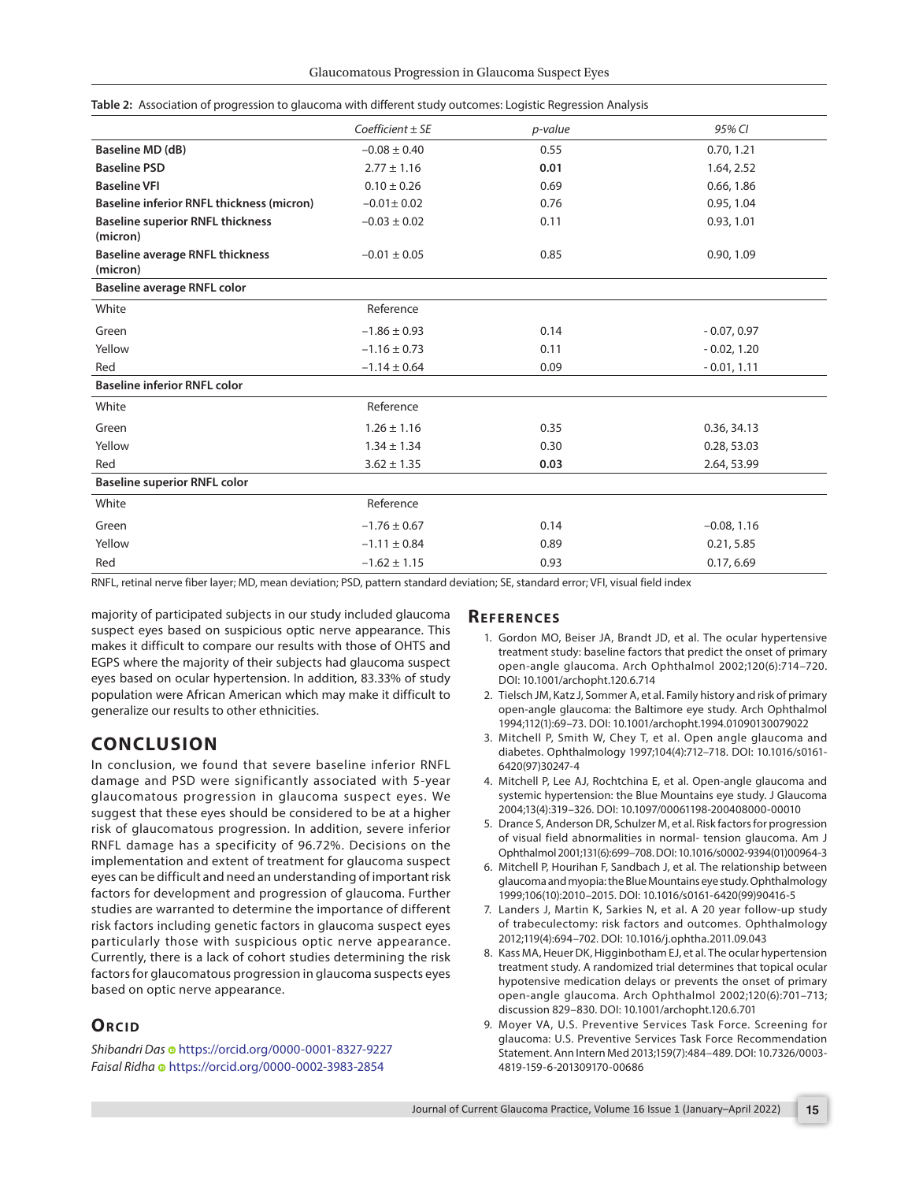**Table 2:** Association of progression to glaucoma with different study outcomes: Logistic Regression Analysis

| | *Coefficient ± SE* | *p-value* | *95% CI* |
|---|---|---|---|
| **Baseline MD (dB)** | −0.08 ± 0.40 | 0.55 | 0.70, 1.21 |
| **Baseline PSD** | 2.77 ± 1.16 | **0.01** | 1.64, 2.52 |
| **Baseline VFI** | 0.10 ± 0.26 | 0.69 | 0.66, 1.86 |
| **Baseline inferior RNFL thickness (micron)** | −0.01± 0.02 | 0.76 | 0.95, 1.04 |
| **Baseline superior RNFL thickness (micron)** | −0.03 ± 0.02 | 0.11 | 0.93, 1.01 |
| **Baseline average RNFL thickness (micron)** | −0.01 ± 0.05 | 0.85 | 0.90, 1.09 |
| **Baseline average RNFL color** | | | |
| White | Reference | | |
| Green | −1.86 ± 0.93 | 0.14 | - 0.07, 0.97 |
| Yellow | −1.16 ± 0.73 | 0.11 | - 0.02, 1.20 |
| Red | −1.14 ± 0.64 | 0.09 | - 0.01, 1.11 |
| **Baseline inferior RNFL color** | | | |
| White | Reference | | |
| Green | 1.26 ± 1.16 | 0.35 | 0.36, 34.13 |
| Yellow | 1.34 ± 1.34 | 0.30 | 0.28, 53.03 |
| Red | 3.62 ± 1.35 | **0.03** | 2.64, 53.99 |
| **Baseline superior RNFL color** | | | |
| White | Reference | | |
| Green | −1.76 ± 0.67 | 0.14 | −0.08, 1.16 |
| Yellow | −1.11 ± 0.84 | 0.89 | 0.21, 5.85 |
| Red | −1.62 ± 1.15 | 0.93 | 0.17, 6.69 |

RNFL, retinal nerve fiber layer; MD, mean deviation; PSD, pattern standard deviation; SE, standard error; VFI, visual field index

majority of participated subjects in our study included glaucoma suspect eyes based on suspicious optic nerve appearance. This makes it difficult to compare our results with those of OHTS and EGPS where the majority of their subjects had glaucoma suspect eyes based on ocular hypertension. In addition, 83.33% of study population were African American which may make it difficult to generalize our results to other ethnicities.

## CONCLUSION

In conclusion, we found that severe baseline inferior RNFL damage and PSD were significantly associated with 5-year glaucomatous progression in glaucoma suspect eyes. We suggest that these eyes should be considered to be at a higher risk of glaucomatous progression. In addition, severe inferior RNFL damage has a specificity of 96.72%. Decisions on the implementation and extent of treatment for glaucoma suspect eyes can be difficult and need an understanding of important risk factors for development and progression of glaucoma. Further studies are warranted to determine the importance of different risk factors including genetic factors in glaucoma suspect eyes particularly those with suspicious optic nerve appearance. Currently, there is a lack of cohort studies determining the risk factors for glaucomatous progression in glaucoma suspects eyes based on optic nerve appearance.

## ORCID

*Shibandri Das* https://orcid.org/0000-0001-8327-9227
*Faisal Ridha* https://orcid.org/0000-0002-3983-2854

## REFERENCES

1. Gordon MO, Beiser JA, Brandt JD, et al. The ocular hypertensive treatment study: baseline factors that predict the onset of primary open-angle glaucoma. Arch Ophthalmol 2002;120(6):714–720. DOI: 10.1001/archopht.120.6.714
2. Tielsch JM, Katz J, Sommer A, et al. Family history and risk of primary open-angle glaucoma: the Baltimore eye study. Arch Ophthalmol 1994;112(1):69–73. DOI: 10.1001/archopht.1994.01090130079022
3. Mitchell P, Smith W, Chey T, et al. Open angle glaucoma and diabetes. Ophthalmology 1997;104(4):712–718. DOI: 10.1016/s0161-6420(97)30247-4
4. Mitchell P, Lee AJ, Rochtchina E, et al. Open-angle glaucoma and systemic hypertension: the Blue Mountains eye study. J Glaucoma 2004;13(4):319–326. DOI: 10.1097/00061198-200408000-00010
5. Drance S, Anderson DR, Schulzer M, et al. Risk factors for progression of visual field abnormalities in normal- tension glaucoma. Am J Ophthalmol 2001;131(6):699–708. DOI: 10.1016/s0002-9394(01)00964-3
6. Mitchell P, Hourihan F, Sandbach J, et al. The relationship between glaucoma and myopia: the Blue Mountains eye study. Ophthalmology 1999;106(10):2010–2015. DOI: 10.1016/s0161-6420(99)90416-5
7. Landers J, Martin K, Sarkies N, et al. A 20 year follow-up study of trabeculectomy: risk factors and outcomes. Ophthalmology 2012;119(4):694–702. DOI: 10.1016/j.ophtha.2011.09.043
8. Kass MA, Heuer DK, Higginbotham EJ, et al. The ocular hypertension treatment study. A randomized trial determines that topical ocular hypotensive medication delays or prevents the onset of primary open-angle glaucoma. Arch Ophthalmol 2002;120(6):701–713; discussion 829–830. DOI: 10.1001/archopht.120.6.701
9. Moyer VA, U.S. Preventive Services Task Force. Screening for glaucoma: U.S. Preventive Services Task Force Recommendation Statement. Ann Intern Med 2013;159(7):484–489. DOI: 10.7326/0003-4819-159-6-201309170-00686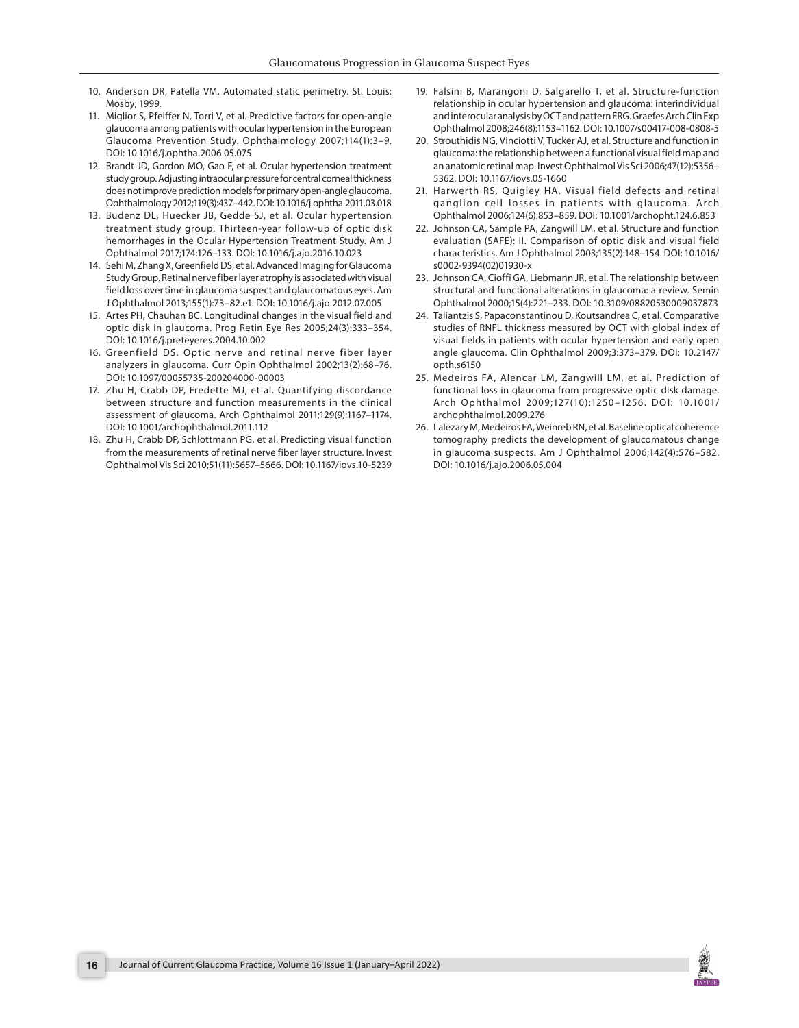10. Anderson DR, Patella VM. Automated static perimetry. St. Louis: Mosby; 1999.
11. Miglior S, Pfeiffer N, Torri V, et al. Predictive factors for open-angle glaucoma among patients with ocular hypertension in the European Glaucoma Prevention Study. Ophthalmology 2007;114(1):3–9. DOI: 10.1016/j.ophtha.2006.05.075
12. Brandt JD, Gordon MO, Gao F, et al. Ocular hypertension treatment study group. Adjusting intraocular pressure for central corneal thickness does not improve prediction models for primary open-angle glaucoma. Ophthalmology 2012;119(3):437–442. DOI: 10.1016/j.ophtha.2011.03.018
13. Budenz DL, Huecker JB, Gedde SJ, et al. Ocular hypertension treatment study group. Thirteen-year follow-up of optic disk hemorrhages in the Ocular Hypertension Treatment Study. Am J Ophthalmol 2017;174:126–133. DOI: 10.1016/j.ajo.2016.10.023
14. Sehi M, Zhang X, Greenfield DS, et al. Advanced Imaging for Glaucoma Study Group. Retinal nerve fiber layer atrophy is associated with visual field loss over time in glaucoma suspect and glaucomatous eyes. Am J Ophthalmol 2013;155(1):73–82.e1. DOI: 10.1016/j.ajo.2012.07.005
15. Artes PH, Chauhan BC. Longitudinal changes in the visual field and optic disk in glaucoma. Prog Retin Eye Res 2005;24(3):333–354. DOI: 10.1016/j.preteyeres.2004.10.002
16. Greenfield DS. Optic nerve and retinal nerve fiber layer analyzers in glaucoma. Curr Opin Ophthalmol 2002;13(2):68–76. DOI: 10.1097/00055735-200204000-00003
17. Zhu H, Crabb DP, Fredette MJ, et al. Quantifying discordance between structure and function measurements in the clinical assessment of glaucoma. Arch Ophthalmol 2011;129(9):1167–1174. DOI: 10.1001/archophthalmol.2011.112
18. Zhu H, Crabb DP, Schlottmann PG, et al. Predicting visual function from the measurements of retinal nerve fiber layer structure. Invest Ophthalmol Vis Sci 2010;51(11):5657–5666. DOI: 10.1167/iovs.10-5239
19. Falsini B, Marangoni D, Salgarello T, et al. Structure-function relationship in ocular hypertension and glaucoma: interindividual and interocular analysis by OCT and pattern ERG. Graefes Arch Clin Exp Ophthalmol 2008;246(8):1153–1162. DOI: 10.1007/s00417-008-0808-5
20. Strouthidis NG, Vinciotti V, Tucker AJ, et al. Structure and function in glaucoma: the relationship between a functional visual field map and an anatomic retinal map. Invest Ophthalmol Vis Sci 2006;47(12):5356–5362. DOI: 10.1167/iovs.05-1660
21. Harwerth RS, Quigley HA. Visual field defects and retinal ganglion cell losses in patients with glaucoma. Arch Ophthalmol 2006;124(6):853–859. DOI: 10.1001/archopht.124.6.853
22. Johnson CA, Sample PA, Zangwill LM, et al. Structure and function evaluation (SAFE): II. Comparison of optic disk and visual field characteristics. Am J Ophthalmol 2003;135(2):148–154. DOI: 10.1016/s0002-9394(02)01930-x
23. Johnson CA, Cioffi GA, Liebmann JR, et al. The relationship between structural and functional alterations in glaucoma: a review. Semin Ophthalmol 2000;15(4):221–233. DOI: 10.3109/08820530009037873
24. Taliantzis S, Papaconstantinou D, Koutsandrea C, et al. Comparative studies of RNFL thickness measured by OCT with global index of visual fields in patients with ocular hypertension and early open angle glaucoma. Clin Ophthalmol 2009;3:373–379. DOI: 10.2147/opth.s6150
25. Medeiros FA, Alencar LM, Zangwill LM, et al. Prediction of functional loss in glaucoma from progressive optic disk damage. Arch Ophthalmol 2009;127(10):1250–1256. DOI: 10.1001/archophthalmol.2009.276
26. Lalezary M, Medeiros FA, Weinreb RN, et al. Baseline optical coherence tomography predicts the development of glaucomatous change in glaucoma suspects. Am J Ophthalmol 2006;142(4):576–582. DOI: 10.1016/j.ajo.2006.05.004